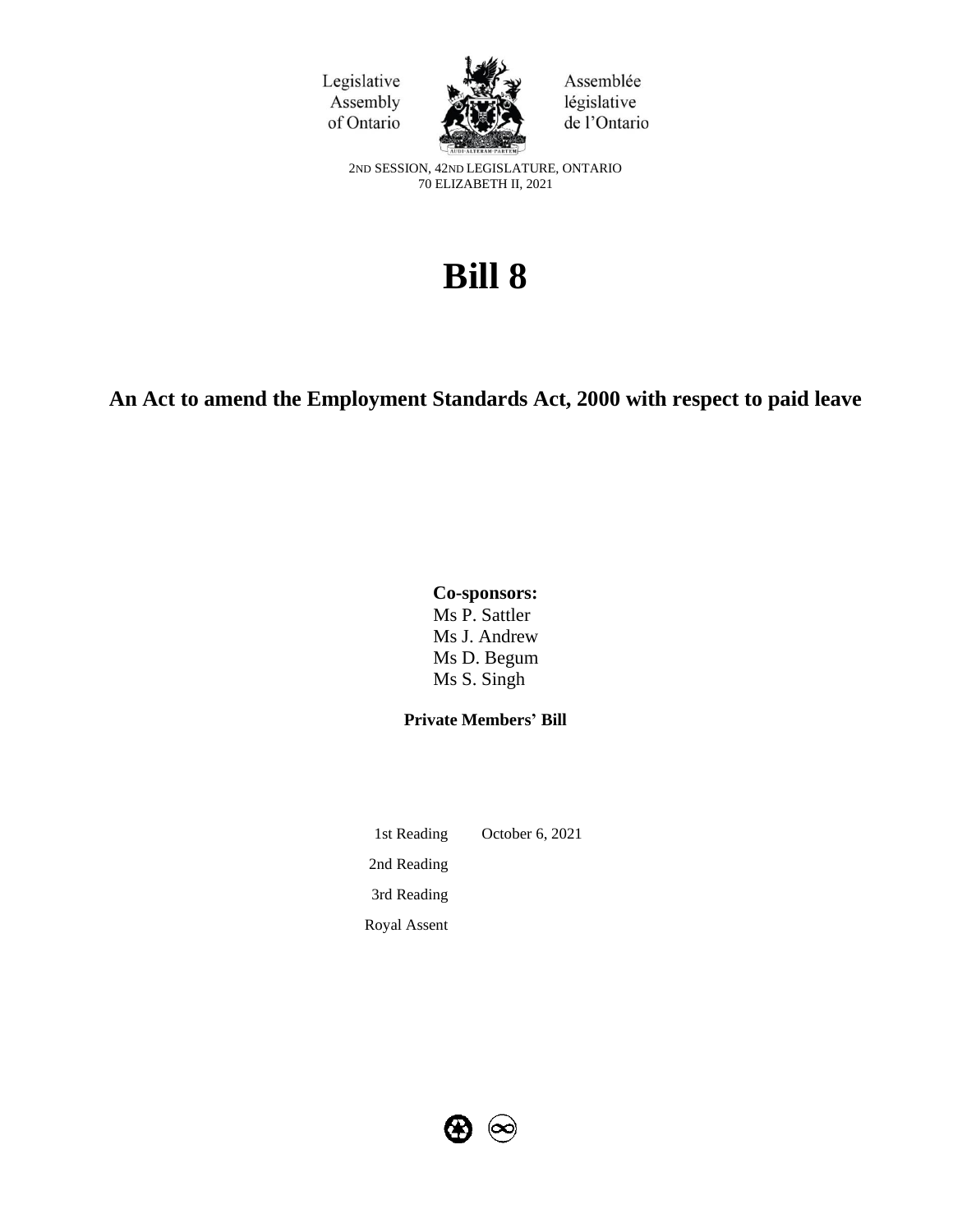Legislative Assembly of Ontario

Assemblée législative de l'Ontario

2ND SESSION, 42ND LEGISLATURE, ONTARIO
70 ELIZABETH II, 2021

# Bill 8

## An Act to amend the Employment Standards Act, 2000 with respect to paid leave

**Co-sponsors:**
Ms P. Sattler
Ms J. Andrew
Ms D. Begum
Ms S. Singh

**Private Members' Bill**

| | |
|---|---|
| 1st Reading | October 6, 2021 |
| 2nd Reading | |
| 3rd Reading | |
| Royal Assent | |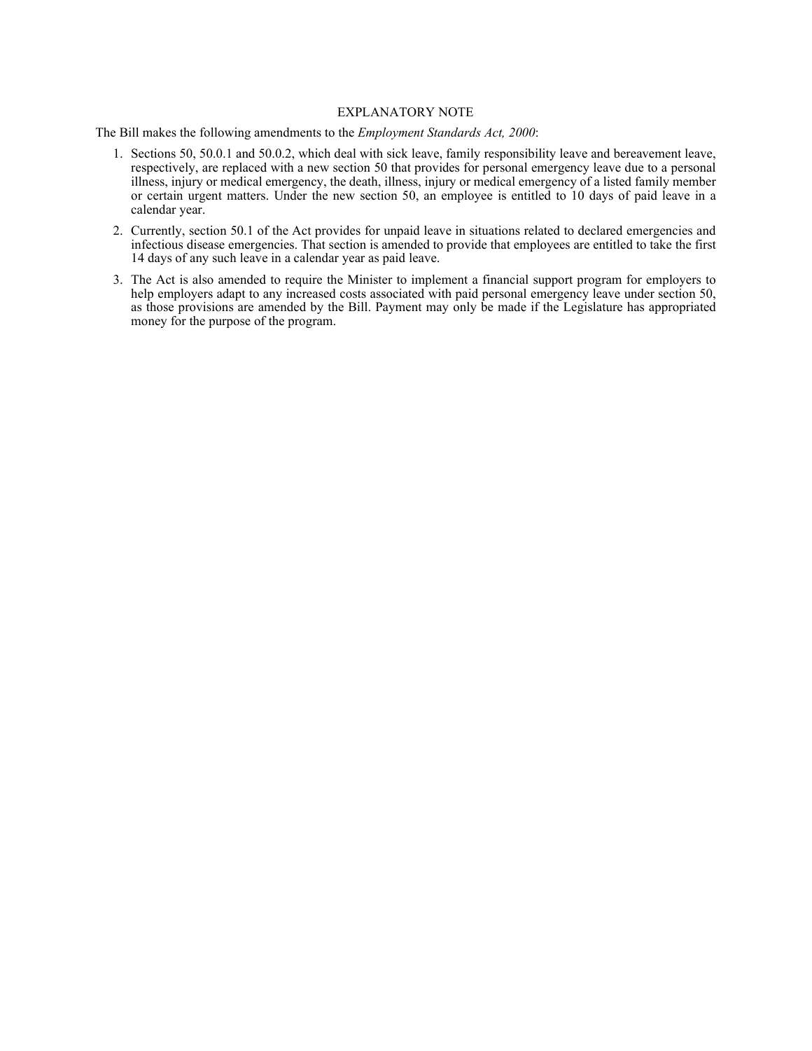## EXPLANATORY NOTE

The Bill makes the following amendments to the *Employment Standards Act, 2000*:

1. Sections 50, 50.0.1 and 50.0.2, which deal with sick leave, family responsibility leave and bereavement leave, respectively, are replaced with a new section 50 that provides for personal emergency leave due to a personal illness, injury or medical emergency, the death, illness, injury or medical emergency of a listed family member or certain urgent matters. Under the new section 50, an employee is entitled to 10 days of paid leave in a calendar year.
2. Currently, section 50.1 of the Act provides for unpaid leave in situations related to declared emergencies and infectious disease emergencies. That section is amended to provide that employees are entitled to take the first 14 days of any such leave in a calendar year as paid leave.
3. The Act is also amended to require the Minister to implement a financial support program for employers to help employers adapt to any increased costs associated with paid personal emergency leave under section 50, as those provisions are amended by the Bill. Payment may only be made if the Legislature has appropriated money for the purpose of the program.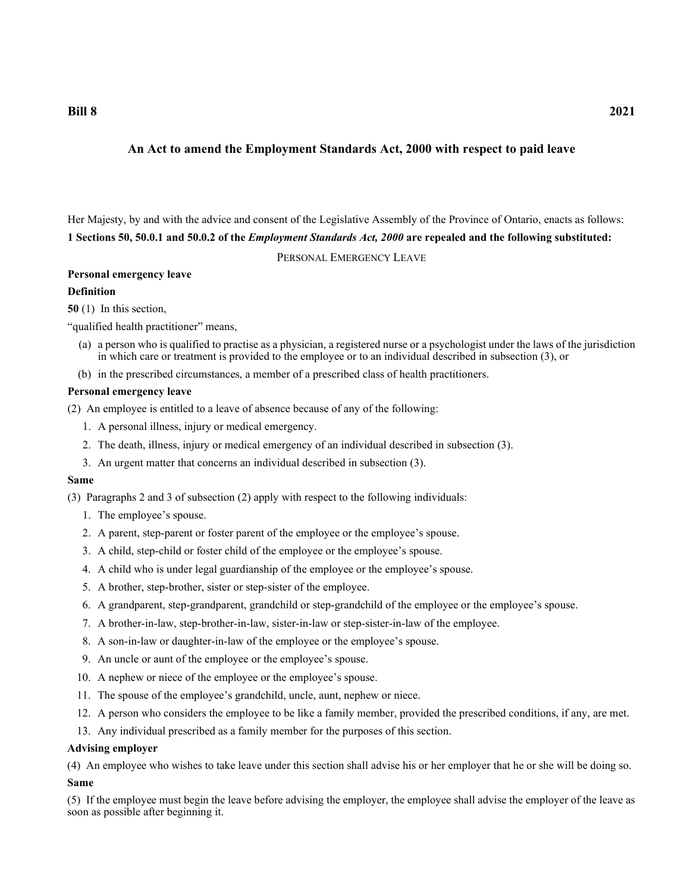**Bill 8** **2021**

## An Act to amend the Employment Standards Act, 2000 with respect to paid leave

Her Majesty, by and with the advice and consent of the Legislative Assembly of the Province of Ontario, enacts as follows:

**1 Sections 50, 50.0.1 and 50.0.2 of the *Employment Standards Act, 2000* are repealed and the following substituted:**

PERSONAL EMERGENCY LEAVE

**Personal emergency leave**

**Definition**

**50** (1) In this section,

"qualified health practitioner" means,

- (a) a person who is qualified to practise as a physician, a registered nurse or a psychologist under the laws of the jurisdiction in which care or treatment is provided to the employee or to an individual described in subsection (3), or
- (b) in the prescribed circumstances, a member of a prescribed class of health practitioners.

**Personal emergency leave**

(2) An employee is entitled to a leave of absence because of any of the following:

1. A personal illness, injury or medical emergency.
2. The death, illness, injury or medical emergency of an individual described in subsection (3).
3. An urgent matter that concerns an individual described in subsection (3).

**Same**

(3) Paragraphs 2 and 3 of subsection (2) apply with respect to the following individuals:

1. The employee's spouse.
2. A parent, step-parent or foster parent of the employee or the employee's spouse.
3. A child, step-child or foster child of the employee or the employee's spouse.
4. A child who is under legal guardianship of the employee or the employee's spouse.
5. A brother, step-brother, sister or step-sister of the employee.
6. A grandparent, step-grandparent, grandchild or step-grandchild of the employee or the employee's spouse.
7. A brother-in-law, step-brother-in-law, sister-in-law or step-sister-in-law of the employee.
8. A son-in-law or daughter-in-law of the employee or the employee's spouse.
9. An uncle or aunt of the employee or the employee's spouse.
10. A nephew or niece of the employee or the employee's spouse.
11. The spouse of the employee's grandchild, uncle, aunt, nephew or niece.
12. A person who considers the employee to be like a family member, provided the prescribed conditions, if any, are met.
13. Any individual prescribed as a family member for the purposes of this section.

**Advising employer**

(4) An employee who wishes to take leave under this section shall advise his or her employer that he or she will be doing so.

**Same**

(5) If the employee must begin the leave before advising the employer, the employee shall advise the employer of the leave as soon as possible after beginning it.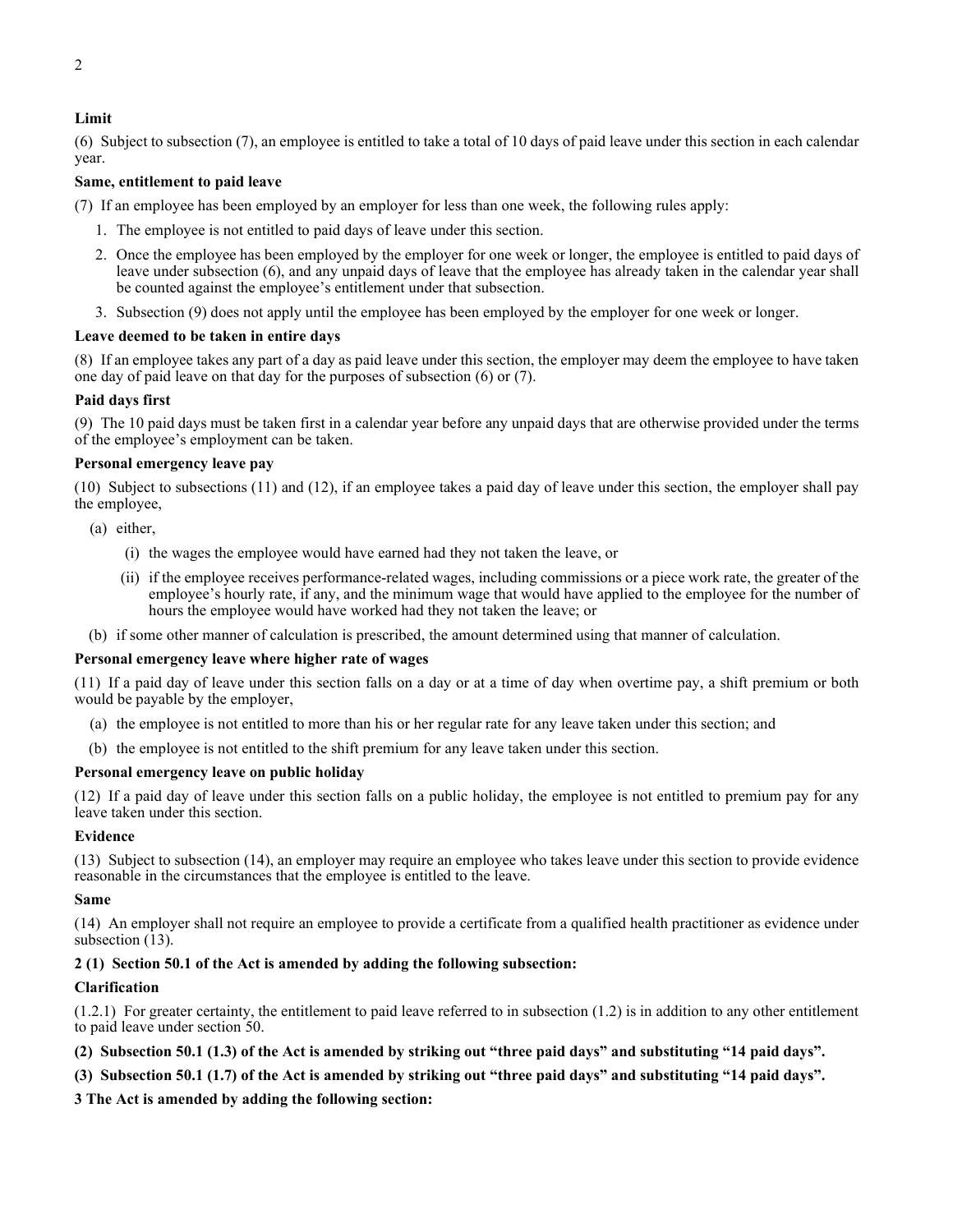**Limit**

(6) Subject to subsection (7), an employee is entitled to take a total of 10 days of paid leave under this section in each calendar year.

**Same, entitlement to paid leave**

(7) If an employee has been employed by an employer for less than one week, the following rules apply:

1. The employee is not entitled to paid days of leave under this section.
2. Once the employee has been employed by the employer for one week or longer, the employee is entitled to paid days of leave under subsection (6), and any unpaid days of leave that the employee has already taken in the calendar year shall be counted against the employee's entitlement under that subsection.
3. Subsection (9) does not apply until the employee has been employed by the employer for one week or longer.

**Leave deemed to be taken in entire days**

(8) If an employee takes any part of a day as paid leave under this section, the employer may deem the employee to have taken one day of paid leave on that day for the purposes of subsection (6) or (7).

**Paid days first**

(9) The 10 paid days must be taken first in a calendar year before any unpaid days that are otherwise provided under the terms of the employee's employment can be taken.

**Personal emergency leave pay**

(10) Subject to subsections (11) and (12), if an employee takes a paid day of leave under this section, the employer shall pay the employee,

(a) either,

  (i) the wages the employee would have earned had they not taken the leave, or

  (ii) if the employee receives performance-related wages, including commissions or a piece work rate, the greater of the employee's hourly rate, if any, and the minimum wage that would have applied to the employee for the number of hours the employee would have worked had they not taken the leave; or

(b) if some other manner of calculation is prescribed, the amount determined using that manner of calculation.

**Personal emergency leave where higher rate of wages**

(11) If a paid day of leave under this section falls on a day or at a time of day when overtime pay, a shift premium or both would be payable by the employer,

(a) the employee is not entitled to more than his or her regular rate for any leave taken under this section; and

(b) the employee is not entitled to the shift premium for any leave taken under this section.

**Personal emergency leave on public holiday**

(12) If a paid day of leave under this section falls on a public holiday, the employee is not entitled to premium pay for any leave taken under this section.

**Evidence**

(13) Subject to subsection (14), an employer may require an employee who takes leave under this section to provide evidence reasonable in the circumstances that the employee is entitled to the leave.

**Same**

(14) An employer shall not require an employee to provide a certificate from a qualified health practitioner as evidence under subsection (13).

**2 (1) Section 50.1 of the Act is amended by adding the following subsection:**

**Clarification**

(1.2.1) For greater certainty, the entitlement to paid leave referred to in subsection (1.2) is in addition to any other entitlement to paid leave under section 50.

**(2) Subsection 50.1 (1.3) of the Act is amended by striking out "three paid days" and substituting "14 paid days".**

**(3) Subsection 50.1 (1.7) of the Act is amended by striking out "three paid days" and substituting "14 paid days".**

**3 The Act is amended by adding the following section:**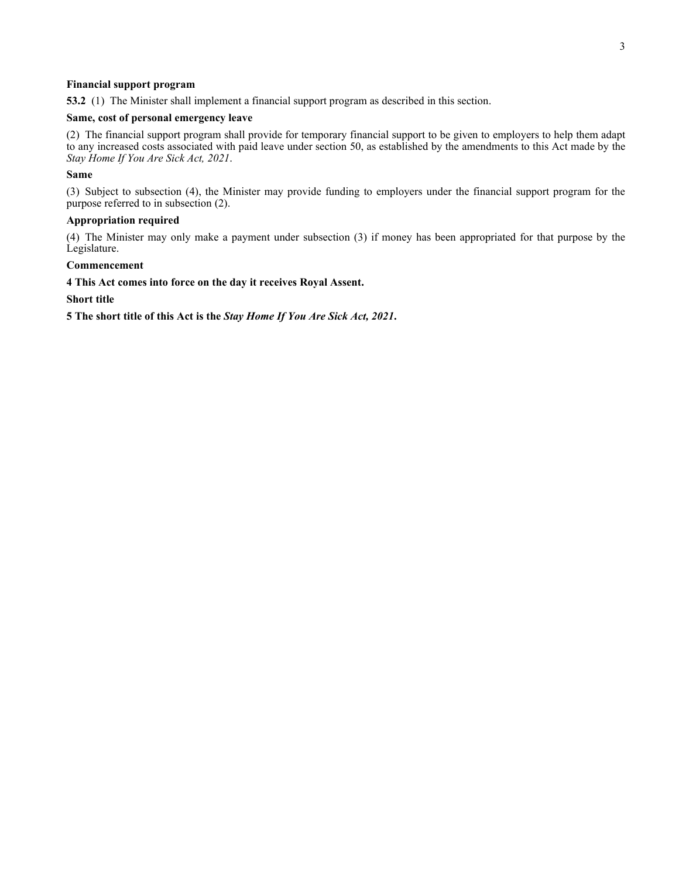**Financial support program**

**53.2** (1) The Minister shall implement a financial support program as described in this section.

**Same, cost of personal emergency leave**

(2) The financial support program shall provide for temporary financial support to be given to employers to help them adapt to any increased costs associated with paid leave under section 50, as established by the amendments to this Act made by the *Stay Home If You Are Sick Act, 2021*.

**Same**

(3) Subject to subsection (4), the Minister may provide funding to employers under the financial support program for the purpose referred to in subsection (2).

**Appropriation required**

(4) The Minister may only make a payment under subsection (3) if money has been appropriated for that purpose by the Legislature.

**Commencement**

**4 This Act comes into force on the day it receives Royal Assent.**

**Short title**

**5 The short title of this Act is the *Stay Home If You Are Sick Act, 2021*.**